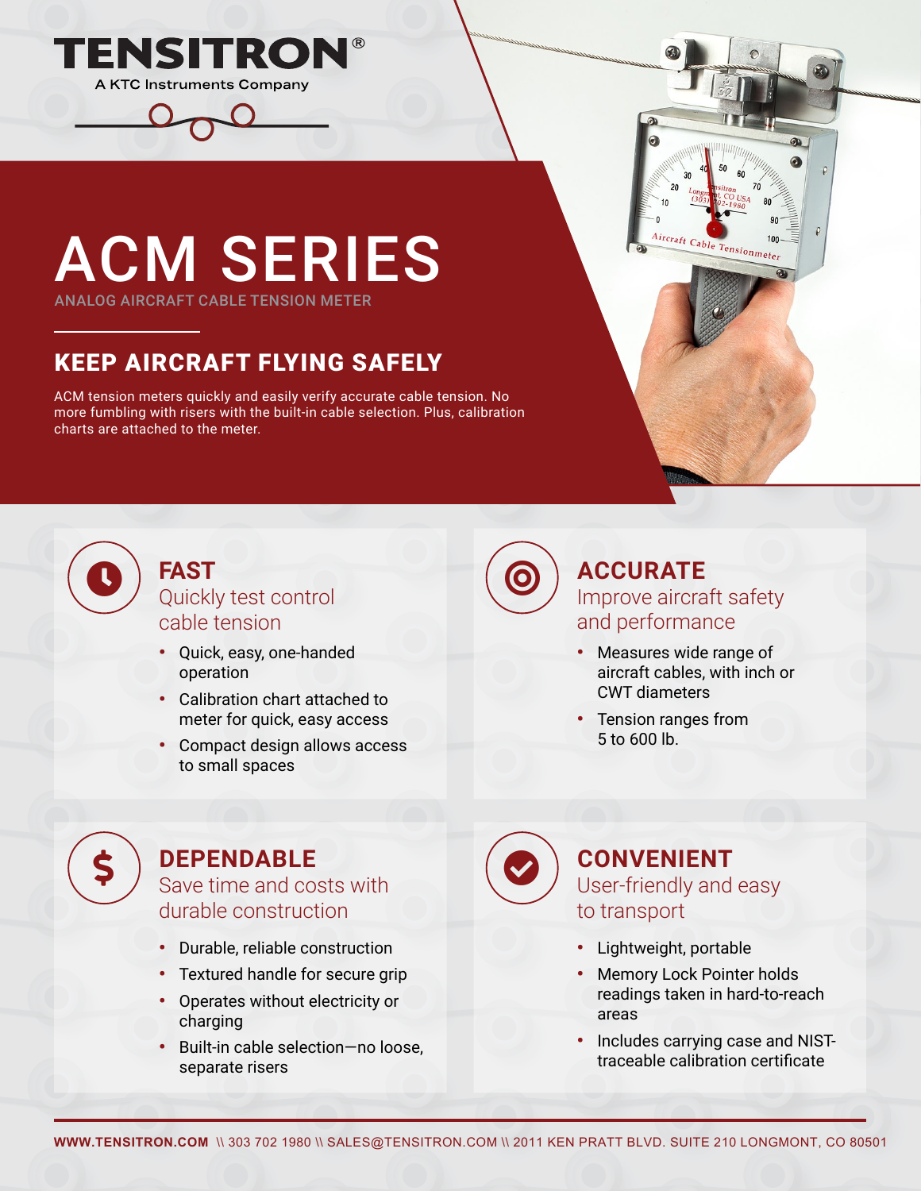# TENSITRON®

A KTC Instruments Company

# ACM SERIES

ANALOG AIRCRAFT CABLE TENSION METER

## KEEP AIRCRAFT FLYING SAFELY

ACM tension meters quickly and easily verify accurate cable tension. No more fumbling with risers with the built-in cable selection. Plus, calibration charts are attached to the meter.

### FAST

Quickly test control cable tension

- Quick, easy, one-handed operation
- Calibration chart attached to meter for quick, easy access
- Compact design allows access to small spaces

### ACCURATE

Improve aircraft safety and performance

- Measures wide range of aircraft cables, with inch or CWT diameters
- Tension ranges from 5 to 600 lb.

### DEPENDABLE

Save time and costs with durable construction

- Durable, reliable construction
- Textured handle for secure grip
- Operates without electricity or charging
- Built-in cable selection—no loose, separate risers

### CONVENIENT

User-friendly and easy to transport

- Lightweight, portable
- Memory Lock Pointer holds readings taken in hard-to-reach areas
- Includes carrying case and NIST-traceable calibration certificate

**WWW.TENSITRON.COM** \\ 303 702 1980 \\ SALES@TENSITRON.COM \\ 2011 KEN PRATT BLVD. SUITE 210 LONGMONT, CO 80501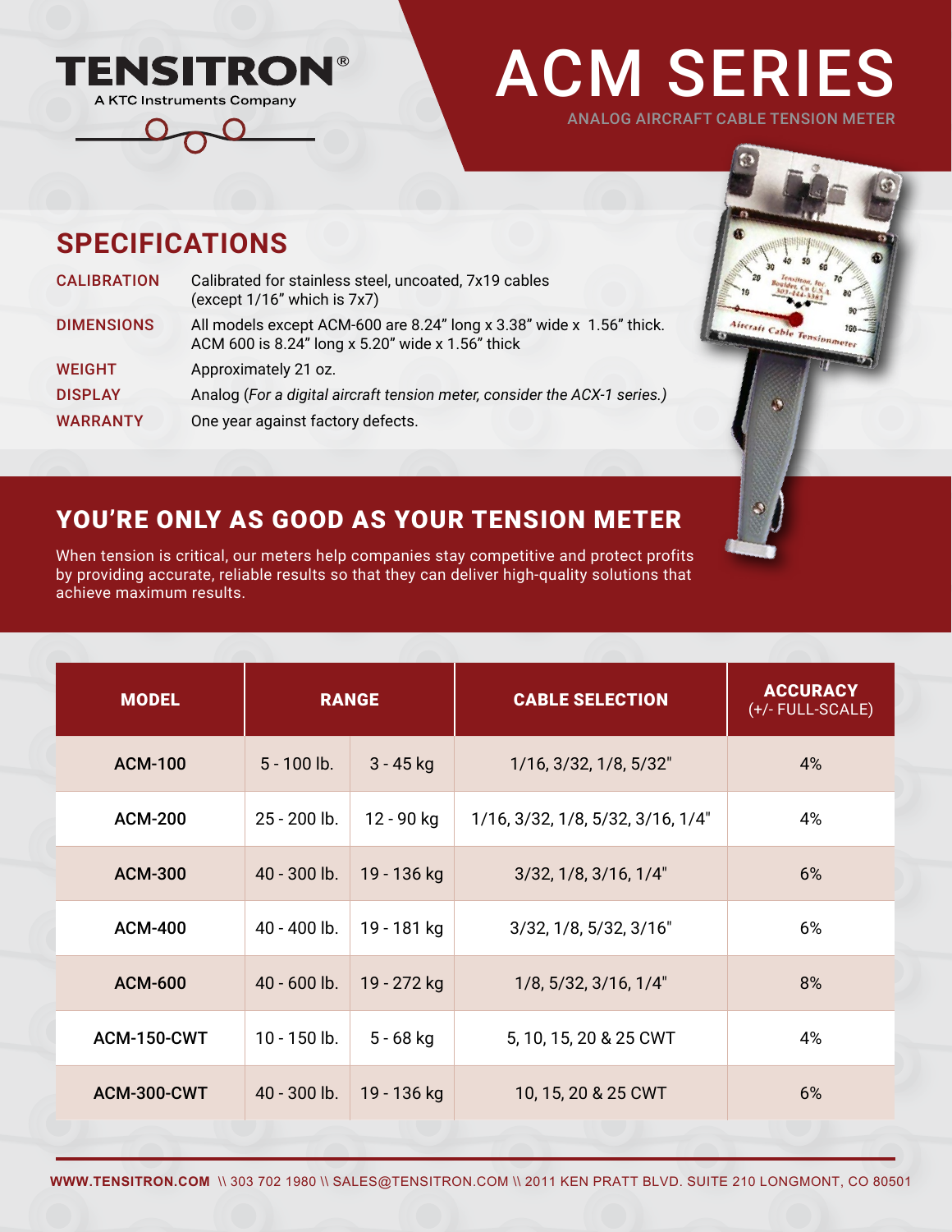# TENSITRON®

A KTC Instruments Company

# ACM SERIES

ANALOG AIRCRAFT CABLE TENSION METER

## SPECIFICATIONS

| | |
|---|---|
| CALIBRATION | Calibrated for stainless steel, uncoated, 7x19 cables (except 1/16" which is 7x7) |
| DIMENSIONS | All models except ACM-600 are 8.24" long x 3.38" wide x 1.56" thick. ACM 600 is 8.24" long x 5.20" wide x 1.56" thick |
| WEIGHT | Approximately 21 oz. |
| DISPLAY | Analog (*For a digital aircraft tension meter, consider the ACX-1 series.*) |
| WARRANTY | One year against factory defects. |

## YOU'RE ONLY AS GOOD AS YOUR TENSION METER

When tension is critical, our meters help companies stay competitive and protect profits by providing accurate, reliable results so that they can deliver high-quality solutions that achieve maximum results.

| MODEL | RANGE | | CABLE SELECTION | ACCURACY (+/- FULL-SCALE) |
|---|---|---|---|---|
| ACM-100 | 5 - 100 lb. | 3 - 45 kg | 1/16, 3/32, 1/8, 5/32" | 4% |
| ACM-200 | 25 - 200 lb. | 12 - 90 kg | 1/16, 3/32, 1/8, 5/32, 3/16, 1/4" | 4% |
| ACM-300 | 40 - 300 lb. | 19 - 136 kg | 3/32, 1/8, 3/16, 1/4" | 6% |
| ACM-400 | 40 - 400 lb. | 19 - 181 kg | 3/32, 1/8, 5/32, 3/16" | 6% |
| ACM-600 | 40 - 600 lb. | 19 - 272 kg | 1/8, 5/32, 3/16, 1/4" | 8% |
| ACM-150-CWT | 10 - 150 lb. | 5 - 68 kg | 5, 10, 15, 20 & 25 CWT | 4% |
| ACM-300-CWT | 40 - 300 lb. | 19 - 136 kg | 10, 15, 20 & 25 CWT | 6% |

**WWW.TENSITRON.COM** \\ 303 702 1980 \\ SALES@TENSITRON.COM \\ 2011 KEN PRATT BLVD. SUITE 210 LONGMONT, CO 80501